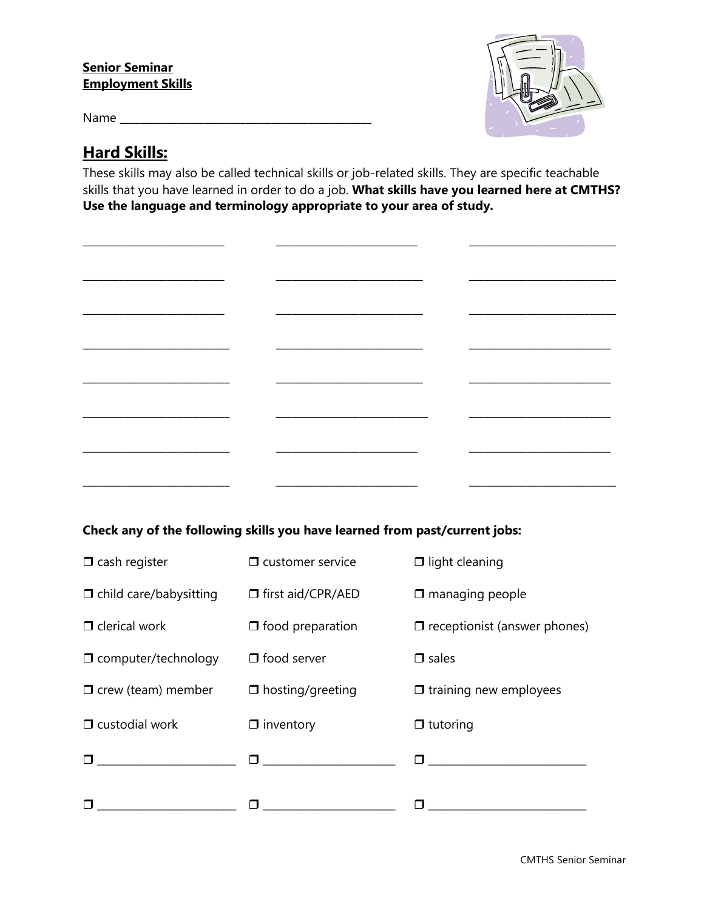**Senior Seminar**
**Employment Skills**

Name ____________________________________________

## Hard Skills:

These skills may also be called technical skills or job-related skills. They are specific teachable skills that you have learned in order to do a job. **What skills have you learned here at CMTHS? Use the language and terminology appropriate to your area of study.**

| | | |
|---|---|---|
| __________________________ | __________________________ | __________________________ |
| __________________________ | __________________________ | __________________________ |
| __________________________ | __________________________ | __________________________ |
| __________________________ | __________________________ | __________________________ |
| __________________________ | __________________________ | __________________________ |
| __________________________ | __________________________ | __________________________ |
| __________________________ | __________________________ | __________________________ |
| __________________________ | __________________________ | __________________________ |

**Check any of the following skills you have learned from past/current jobs:**

| | | |
|---|---|---|
| ❒ cash register | ❒ customer service | ❒ light cleaning |
| ❒ child care/babysitting | ❒ first aid/CPR/AED | ❒ managing people |
| ❒ clerical work | ❒ food preparation | ❒ receptionist (answer phones) |
| ❒ computer/technology | ❒ food server | ❒ sales |
| ❒ crew (team) member | ❒ hosting/greeting | ❒ training new employees |
| ❒ custodial work | ❒ inventory | ❒ tutoring |
| ❒ ________________________ | ❒ ________________________ | ❒ ________________________ |
| ❒ ________________________ | ❒ ________________________ | ❒ ________________________ |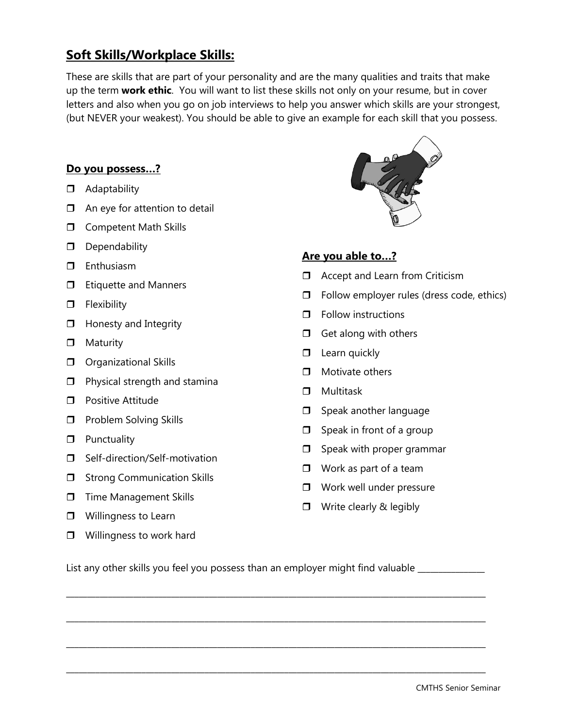## Soft Skills/Workplace Skills:

These are skills that are part of your personality and are the many qualities and traits that make up the term **work ethic**. You will want to list these skills not only on your resume, but in cover letters and also when you go on job interviews to help you answer which skills are your strongest, (but NEVER your weakest). You should be able to give an example for each skill that you possess.

### Do you possess…?

- ☐ Adaptability
- ☐ An eye for attention to detail
- ☐ Competent Math Skills
- ☐ Dependability
- ☐ Enthusiasm
- ☐ Etiquette and Manners
- ☐ Flexibility
- ☐ Honesty and Integrity
- ☐ Maturity
- ☐ Organizational Skills
- ☐ Physical strength and stamina
- ☐ Positive Attitude
- ☐ Problem Solving Skills
- ☐ Punctuality
- ☐ Self-direction/Self-motivation
- ☐ Strong Communication Skills
- ☐ Time Management Skills
- ☐ Willingness to Learn
- ☐ Willingness to work hard

### Are you able to…?

- ☐ Accept and Learn from Criticism
- ☐ Follow employer rules (dress code, ethics)
- ☐ Follow instructions
- ☐ Get along with others
- ☐ Learn quickly
- ☐ Motivate others
- ☐ Multitask
- ☐ Speak another language
- ☐ Speak in front of a group
- ☐ Speak with proper grammar
- ☐ Work as part of a team
- ☐ Work well under pressure
- ☐ Write clearly & legibly

List any other skills you feel you possess than an employer might find valuable _______________

_______________________________________________________________________________________

_______________________________________________________________________________________

_______________________________________________________________________________________

_______________________________________________________________________________________

CMTHS Senior Seminar